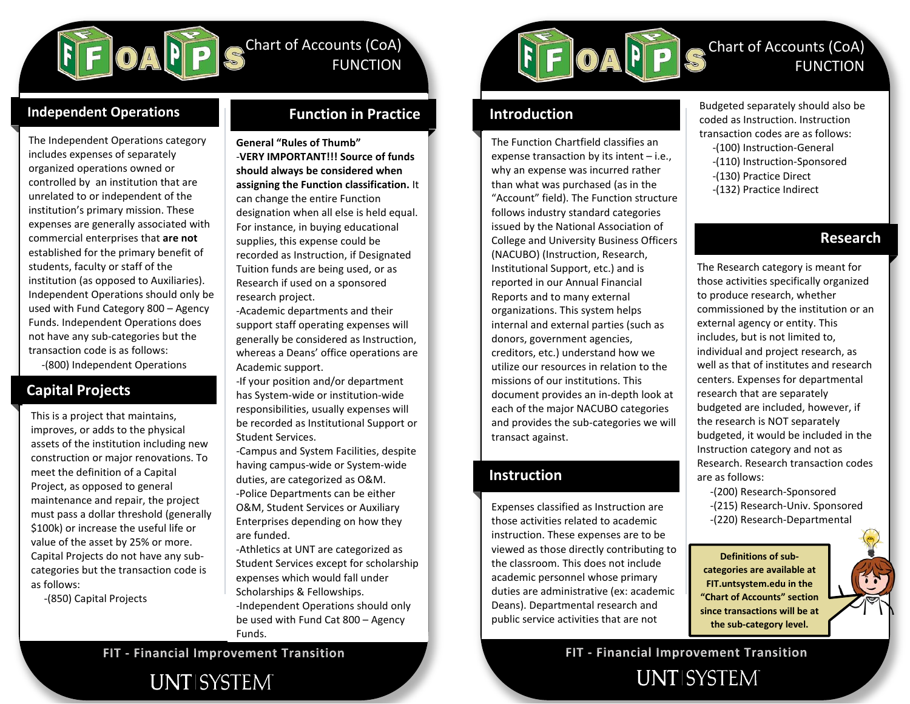# FOAPPS Chart of Accounts (CoA) FUNCTION

## Independent Operations

The Independent Operations category includes expenses of separately organized operations owned or controlled by an institution that are unrelated to or independent of the institution's primary mission. These expenses are generally associated with commercial enterprises that **are not** established for the primary benefit of students, faculty or staff of the institution (as opposed to Auxiliaries). Independent Operations should only be used with Fund Category 800 – Agency Funds. Independent Operations does not have any sub-categories but the transaction code is as follows:

- (800) Independent Operations

## Capital Projects

This is a project that maintains, improves, or adds to the physical assets of the institution including new construction or major renovations. To meet the definition of a Capital Project, as opposed to general maintenance and repair, the project must pass a dollar threshold (generally $100k) or increase the useful life or value of the asset by 25% or more. Capital Projects do not have any sub-categories but the transaction code is as follows:

- (850) Capital Projects

## Function in Practice

**General "Rules of Thumb"**

- **VERY IMPORTANT!!! Source of funds should always be considered when assigning the Function classification.** It can change the entire Function designation when all else is held equal. For instance, in buying educational supplies, this expense could be recorded as Instruction, if Designated Tuition funds are being used, or as Research if used on a sponsored research project.
- Academic departments and their support staff operating expenses will generally be considered as Instruction, whereas a Deans' office operations are Academic support.
- If your position and/or department has System-wide or institution-wide responsibilities, usually expenses will be recorded as Institutional Support or Student Services.
- Campus and System Facilities, despite having campus-wide or System-wide duties, are categorized as O&M.
- Police Departments can be either O&M, Student Services or Auxiliary Enterprises depending on how they are funded.
- Athletics at UNT are categorized as Student Services except for scholarship expenses which would fall under Scholarships & Fellowships.
- Independent Operations should only be used with Fund Cat 800 – Agency Funds.

FIT - Financial Improvement Transition

UNT SYSTEM

# FOAPPS Chart of Accounts (CoA) FUNCTION

## Introduction

The Function Chartfield classifies an expense transaction by its intent – i.e., why an expense was incurred rather than what was purchased (as in the "Account" field). The Function structure follows industry standard categories issued by the National Association of College and University Business Officers (NACUBO) (Instruction, Research, Institutional Support, etc.) and is reported in our Annual Financial Reports and to many external organizations. This system helps internal and external parties (such as donors, government agencies, creditors, etc.) understand how we utilize our resources in relation to the missions of our institutions. This document provides an in-depth look at each of the major NACUBO categories and provides the sub-categories we will transact against.

## Instruction

Expenses classified as Instruction are those activities related to academic instruction. These expenses are to be viewed as those directly contributing to the classroom. This does not include academic personnel whose primary duties are administrative (ex: academic Deans). Departmental research and public service activities that are not Budgeted separately should also be coded as Instruction. Instruction transaction codes are as follows:

- (100) Instruction-General
- (110) Instruction-Sponsored
- (130) Practice Direct
- (132) Practice Indirect

## Research

The Research category is meant for those activities specifically organized to produce research, whether commissioned by the institution or an external agency or entity. This includes, but is not limited to, individual and project research, as well as that of institutes and research centers. Expenses for departmental research that are separately budgeted are included, however, if the research is NOT separately budgeted, it would be included in the Instruction category and not as Research. Research transaction codes are as follows:

- (200) Research-Sponsored
- (215) Research-Univ. Sponsored
- (220) Research-Departmental

**Definitions of sub-categories are available at FIT.untsystem.edu in the "Chart of Accounts" section since transactions will be at the sub-category level.**

FIT - Financial Improvement Transition

UNT SYSTEM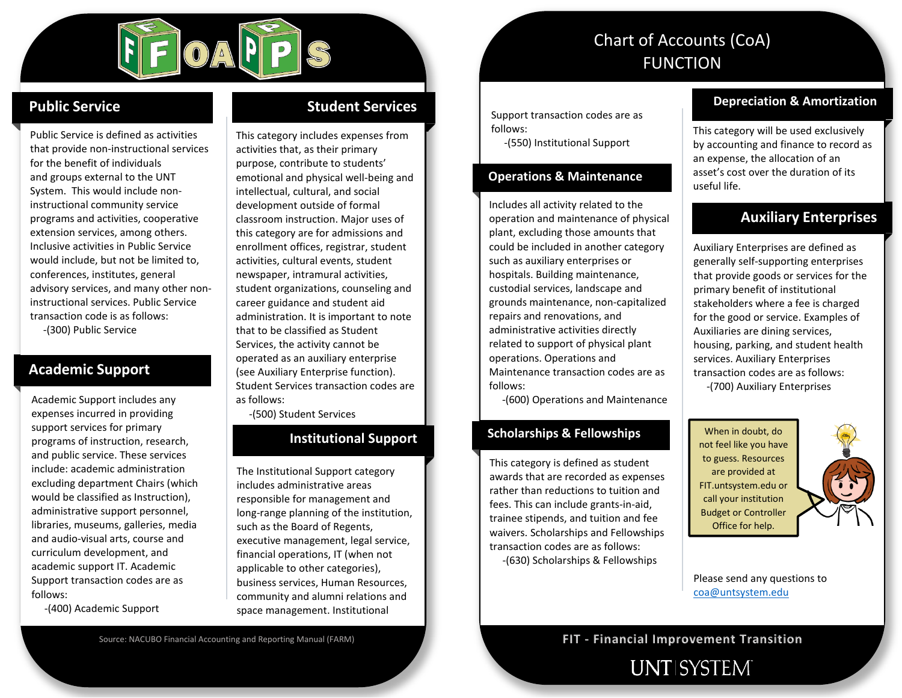# FOAPPS

## Public Service

Public Service is defined as activities that provide non-instructional services for the benefit of individuals and groups external to the UNT System. This would include non-instructional community service programs and activities, cooperative extension services, among others. Inclusive activities in Public Service would include, but not be limited to, conferences, institutes, general advisory services, and many other non-instructional services. Public Service transaction code is as follows:

-(300) Public Service

## Academic Support

Academic Support includes any expenses incurred in providing support services for primary programs of instruction, research, and public service. These services include: academic administration excluding department Chairs (which would be classified as Instruction), administrative support personnel, libraries, museums, galleries, media and audio-visual arts, course and curriculum development, and academic support IT. Academic Support transaction codes are as follows:

-(400) Academic Support

## Student Services

This category includes expenses from activities that, as their primary purpose, contribute to students' emotional and physical well-being and intellectual, cultural, and social development outside of formal classroom instruction. Major uses of this category are for admissions and enrollment offices, registrar, student activities, cultural events, student newspaper, intramural activities, student organizations, counseling and career guidance and student aid administration. It is important to note that to be classified as Student Services, the activity cannot be operated as an auxiliary enterprise (see Auxiliary Enterprise function). Student Services transaction codes are as follows:

-(500) Student Services

## Institutional Support

The Institutional Support category includes administrative areas responsible for management and long-range planning of the institution, such as the Board of Regents, executive management, legal service, financial operations, IT (when not applicable to other categories), business services, Human Resources, community and alumni relations and space management. Institutional Support transaction codes are as follows:

-(550) Institutional Support

Source: NACUBO Financial Accounting and Reporting Manual (FARM)

# Chart of Accounts (CoA) FUNCTION

## Operations & Maintenance

Includes all activity related to the operation and maintenance of physical plant, excluding those amounts that could be included in another category such as auxiliary enterprises or hospitals. Building maintenance, custodial services, landscape and grounds maintenance, non-capitalized repairs and renovations, and administrative activities directly related to support of physical plant operations. Operations and Maintenance transaction codes are as follows:

-(600) Operations and Maintenance

## Scholarships & Fellowships

This category is defined as student awards that are recorded as expenses rather than reductions to tuition and fees. This can include grants-in-aid, trainee stipends, and tuition and fee waivers. Scholarships and Fellowships transaction codes are as follows:

-(630) Scholarships & Fellowships

## Depreciation & Amortization

This category will be used exclusively by accounting and finance to record as an expense, the allocation of an asset's cost over the duration of its useful life.

## Auxiliary Enterprises

Auxiliary Enterprises are defined as generally self-supporting enterprises that provide goods or services for the primary benefit of institutional stakeholders where a fee is charged for the good or service. Examples of Auxiliaries are dining services, housing, parking, and student health services. Auxiliary Enterprises transaction codes are as follows:

-(700) Auxiliary Enterprises

When in doubt, do not feel like you have to guess. Resources are provided at FIT.untsystem.edu or call your institution Budget or Controller Office for help.

Please send any questions to coa@untsystem.edu

FIT - Financial Improvement Transition

UNT SYSTEM